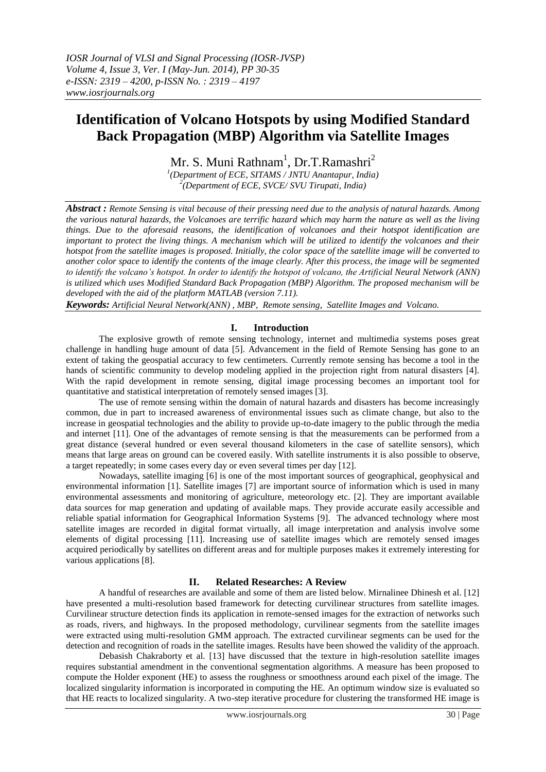# Identification of Volcano Hotspots by using Modified Standard Back Propagation (MBP) Algorithm via Satellite Images

Mr. S. Muni Rathnam[1], Dr.T.Ramashri[2]

[1](Department of ECE, SITAMS / JNTU Anantapur, India)
[2](Department of ECE, SVCE/ SVU Tirupati, India)

***Abstract :*** *Remote Sensing is vital because of their pressing need due to the analysis of natural hazards. Among the various natural hazards, the Volcanoes are terrific hazard which may harm the nature as well as the living things. Due to the aforesaid reasons, the identification of volcanoes and their hotspot identification are important to protect the living things. A mechanism which will be utilized to identify the volcanoes and their hotspot from the satellite images is proposed. Initially, the color space of the satellite image will be converted to another color space to identify the contents of the image clearly. After this process, the image will be segmented to identify the volcano's hotspot. In order to identify the hotspot of volcano, the Artificial Neural Network (ANN) is utilized which uses Modified Standard Back Propagation (MBP) Algorithm. The proposed mechanism will be developed with the aid of the platform MATLAB (version 7.11).*

***Keywords:*** *Artificial Neural Network(ANN) , MBP, Remote sensing, Satellite Images and Volcano.*

## I. Introduction

The explosive growth of remote sensing technology, internet and multimedia systems poses great challenge in handling huge amount of data [5]. Advancement in the field of Remote Sensing has gone to an extent of taking the geospatial accuracy to few centimeters. Currently remote sensing has become a tool in the hands of scientific community to develop modeling applied in the projection right from natural disasters [4]. With the rapid development in remote sensing, digital image processing becomes an important tool for quantitative and statistical interpretation of remotely sensed images [3].

The use of remote sensing within the domain of natural hazards and disasters has become increasingly common, due in part to increased awareness of environmental issues such as climate change, but also to the increase in geospatial technologies and the ability to provide up-to-date imagery to the public through the media and internet [11]. One of the advantages of remote sensing is that the measurements can be performed from a great distance (several hundred or even several thousand kilometers in the case of satellite sensors), which means that large areas on ground can be covered easily. With satellite instruments it is also possible to observe, a target repeatedly; in some cases every day or even several times per day [12].

Nowadays, satellite imaging [6] is one of the most important sources of geographical, geophysical and environmental information [1]. Satellite images [7] are important source of information which is used in many environmental assessments and monitoring of agriculture, meteorology etc. [2]. They are important available data sources for map generation and updating of available maps. They provide accurate easily accessible and reliable spatial information for Geographical Information Systems [9]. The advanced technology where most satellite images are recorded in digital format virtually, all image interpretation and analysis involve some elements of digital processing [11]. Increasing use of satellite images which are remotely sensed images acquired periodically by satellites on different areas and for multiple purposes makes it extremely interesting for various applications [8].

## II. Related Researches: A Review

A handful of researches are available and some of them are listed below. Mirnalinee Dhinesh et al. [12] have presented a multi-resolution based framework for detecting curvilinear structures from satellite images. Curvilinear structure detection finds its application in remote-sensed images for the extraction of networks such as roads, rivers, and highways. In the proposed methodology, curvilinear segments from the satellite images were extracted using multi-resolution GMM approach. The extracted curvilinear segments can be used for the detection and recognition of roads in the satellite images. Results have been showed the validity of the approach.

Debasish Chakraborty et al. [13] have discussed that the texture in high-resolution satellite images requires substantial amendment in the conventional segmentation algorithms. A measure has been proposed to compute the Holder exponent (HE) to assess the roughness or smoothness around each pixel of the image. The localized singularity information is incorporated in computing the HE. An optimum window size is evaluated so that HE reacts to localized singularity. A two-step iterative procedure for clustering the transformed HE image is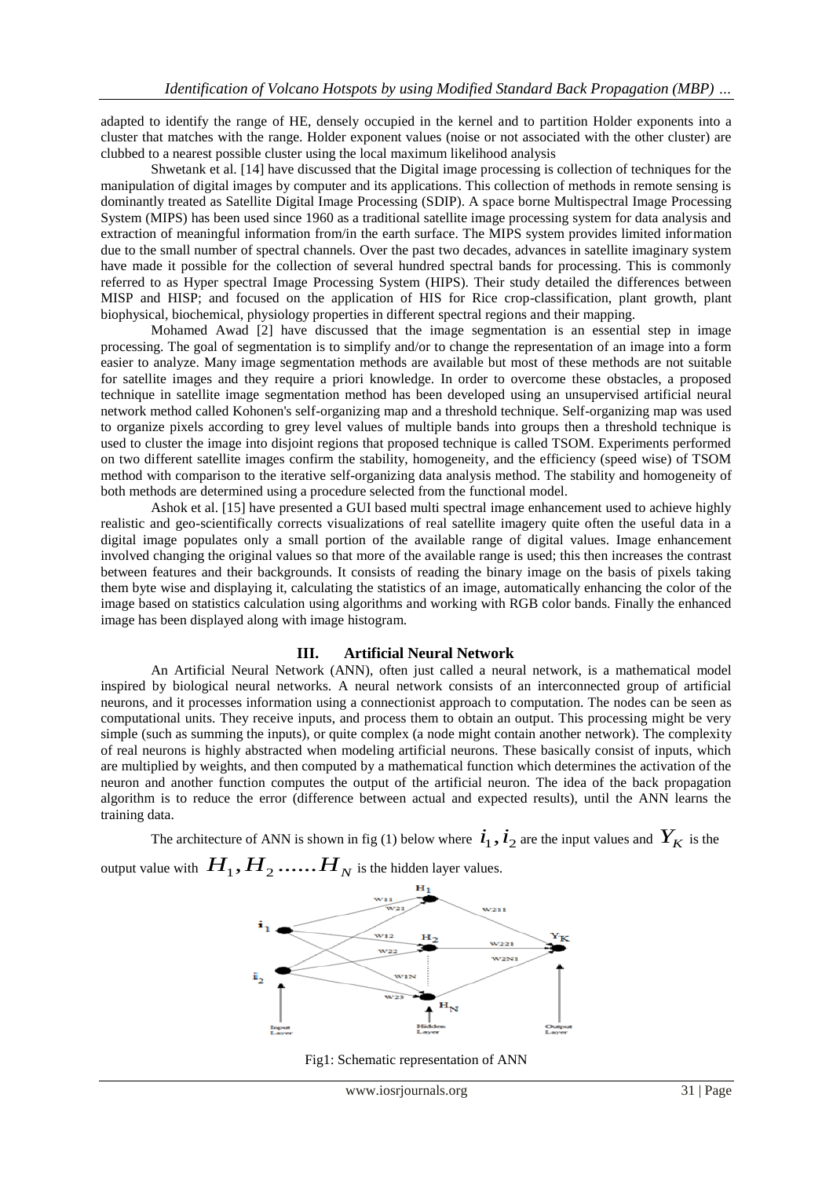adapted to identify the range of HE, densely occupied in the kernel and to partition Holder exponents into a cluster that matches with the range. Holder exponent values (noise or not associated with the other cluster) are clubbed to a nearest possible cluster using the local maximum likelihood analysis

Shwetank et al. [14] have discussed that the Digital image processing is collection of techniques for the manipulation of digital images by computer and its applications. This collection of methods in remote sensing is dominantly treated as Satellite Digital Image Processing (SDIP). A space borne Multispectral Image Processing System (MIPS) has been used since 1960 as a traditional satellite image processing system for data analysis and extraction of meaningful information from/in the earth surface. The MIPS system provides limited information due to the small number of spectral channels. Over the past two decades, advances in satellite imaginary system have made it possible for the collection of several hundred spectral bands for processing. This is commonly referred to as Hyper spectral Image Processing System (HIPS). Their study detailed the differences between MISP and HISP; and focused on the application of HIS for Rice crop-classification, plant growth, plant biophysical, biochemical, physiology properties in different spectral regions and their mapping.

Mohamed Awad [2] have discussed that the image segmentation is an essential step in image processing. The goal of segmentation is to simplify and/or to change the representation of an image into a form easier to analyze. Many image segmentation methods are available but most of these methods are not suitable for satellite images and they require a priori knowledge. In order to overcome these obstacles, a proposed technique in satellite image segmentation method has been developed using an unsupervised artificial neural network method called Kohonen's self-organizing map and a threshold technique. Self-organizing map was used to organize pixels according to grey level values of multiple bands into groups then a threshold technique is used to cluster the image into disjoint regions that proposed technique is called TSOM. Experiments performed on two different satellite images confirm the stability, homogeneity, and the efficiency (speed wise) of TSOM method with comparison to the iterative self-organizing data analysis method. The stability and homogeneity of both methods are determined using a procedure selected from the functional model.

Ashok et al. [15] have presented a GUI based multi spectral image enhancement used to achieve highly realistic and geo-scientifically corrects visualizations of real satellite imagery quite often the useful data in a digital image populates only a small portion of the available range of digital values. Image enhancement involved changing the original values so that more of the available range is used; this then increases the contrast between features and their backgrounds. It consists of reading the binary image on the basis of pixels taking them byte wise and displaying it, calculating the statistics of an image, automatically enhancing the color of the image based on statistics calculation using algorithms and working with RGB color bands. Finally the enhanced image has been displayed along with image histogram.

## III. Artificial Neural Network

An Artificial Neural Network (ANN), often just called a neural network, is a mathematical model inspired by biological neural networks. A neural network consists of an interconnected group of artificial neurons, and it processes information using a connectionist approach to computation. The nodes can be seen as computational units. They receive inputs, and process them to obtain an output. This processing might be very simple (such as summing the inputs), or quite complex (a node might contain another network). The complexity of real neurons is highly abstracted when modeling artificial neurons. These basically consist of inputs, which are multiplied by weights, and then computed by a mathematical function which determines the activation of the neuron and another function computes the output of the artificial neuron. The idea of the back propagation algorithm is to reduce the error (difference between actual and expected results), until the ANN learns the training data.

The architecture of ANN is shown in fig (1) below where $i_1, i_2$ are the input values and $Y_K$ is the output value with $H_1, H_2 \ldots\ldots H_N$ is the hidden layer values.

Fig1: Schematic representation of ANN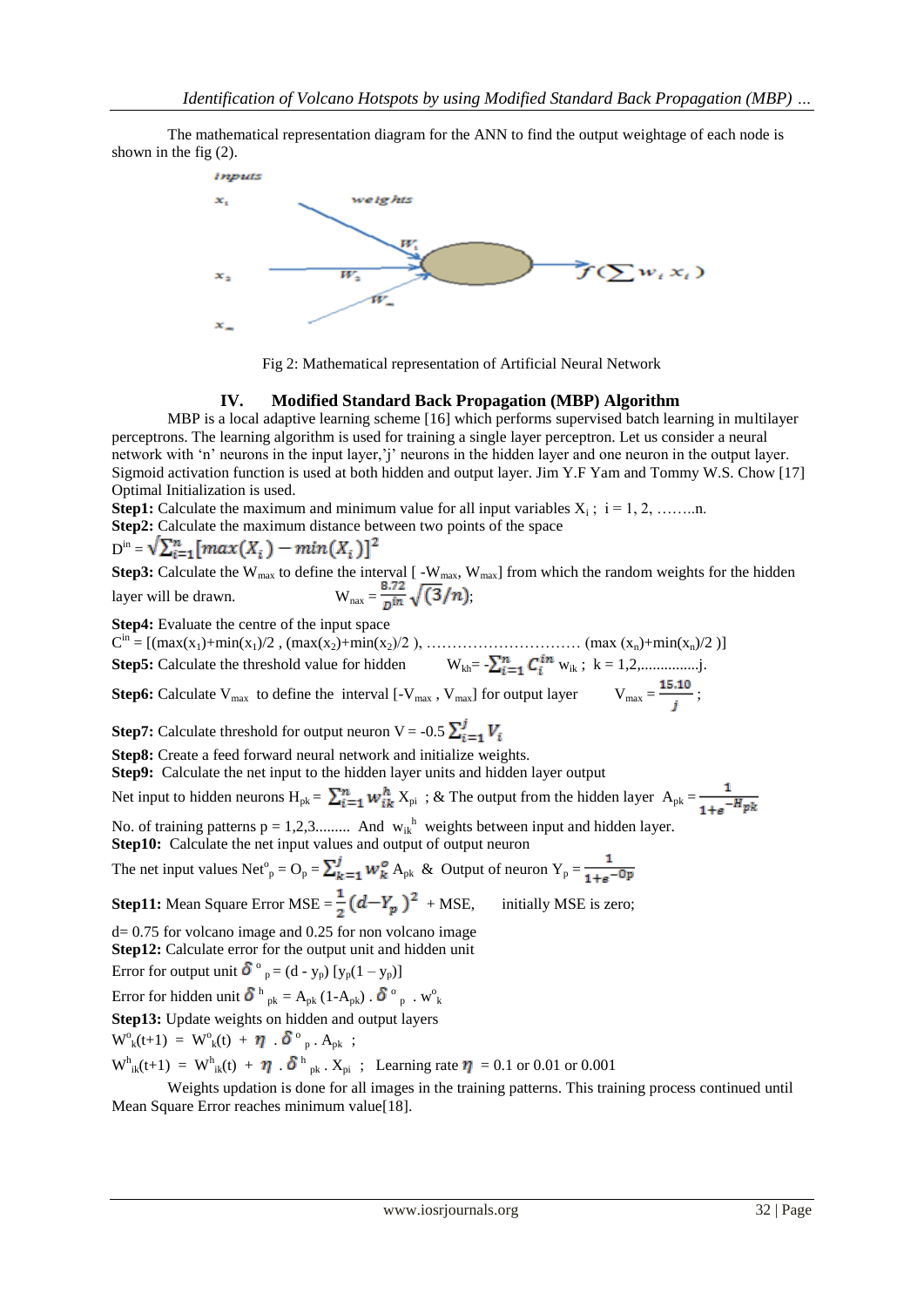The mathematical representation diagram for the ANN to find the output weightage of each node is shown in the fig (2).

Fig 2: Mathematical representation of Artificial Neural Network

## IV. Modified Standard Back Propagation (MBP) Algorithm

MBP is a local adaptive learning scheme [16] which performs supervised batch learning in multilayer perceptrons. The learning algorithm is used for training a single layer perceptron. Let us consider a neural network with 'n' neurons in the input layer,'j' neurons in the hidden layer and one neuron in the output layer. Sigmoid activation function is used at both hidden and output layer. Jim Y.F Yam and Tommy W.S. Chow [17] Optimal Initialization is used.

**Step1:** Calculate the maximum and minimum value for all input variables $X_i$ ; $i = 1, 2, \ldots\ldots.n$.

**Step2:** Calculate the maximum distance between two points of the space

$D^{in} = \sqrt{\sum_{i=1}^{n}[max(X_i) - min(X_i)]^2}$

**Step3:** Calculate the $W_{max}$ to define the interval [ $-W_{max}$, $W_{max}$] from which the random weights for the hidden layer will be drawn. $W_{nax} = \frac{8.72}{D^{in}}\sqrt{(3/n)}$;

**Step4:** Evaluate the centre of the input space

$C^{in} = [(max(x_1)+min(x_1)/2 , (max(x_2)+min(x_2)/2 ), \ldots\ldots\ldots\ldots\ldots (max (x_n)+min(x_n)/2 )]$

**Step5:** Calculate the threshold value for hidden $W_{kh} = -\sum_{i=1}^{n} C_i^{in} w_{ik}$ ; $k = 1,2,\ldots\ldots\ldots\ldots.j$.

**Step6:** Calculate $V_{max}$ to define the interval [$-V_{max}$ , $V_{max}$] for output layer $V_{max} = \frac{15.10}{j}$ ;

**Step7:** Calculate threshold for output neuron $V = -0.5 \sum_{i=1}^{j} V_i$

**Step8:** Create a feed forward neural network and initialize weights.

**Step9:** Calculate the net input to the hidden layer units and hidden layer output

Net input to hidden neurons $H_{pk} = \sum_{i=1}^{n} w_{ik}^{h} X_{pi}$ ; & The output from the hidden layer $A_{pk} = \frac{1}{1+e^{-H_{pk}}}$

No. of training patterns $p = 1,2,3\ldots\ldots\ldots$ And $w_{ik}^{h}$ weights between input and hidden layer.

**Step10:** Calculate the net input values and output of output neuron

The net input values $Net^{o}_{p} = O_p = \sum_{k=1}^{j} w_k^{o} A_{pk}$ & Output of neuron $Y_p = \frac{1}{1+e^{-Op}}$

**Step11:** Mean Square Error $MSE = \frac{1}{2}(d - Y_p)^2 + MSE$, initially MSE is zero;

d= 0.75 for volcano image and 0.25 for non volcano image

**Step12:** Calculate error for the output unit and hidden unit

Error for output unit $\delta^{o}_{p} = (d - y_p)\,[y_p(1 - y_p)]$

Error for hidden unit $\delta^{h}_{pk} = A_{pk}\,(1-A_{pk})\,.\,\delta^{o}_{p}\,.\,w^{o}_{k}$

**Step13:** Update weights on hidden and output layers

$W^{o}_{k}(t+1) = W^{o}_{k}(t) + \eta\,.\,\delta^{o}_{p}\,.\,A_{pk}$ ;

$W^{h}_{ik}(t+1) = W^{h}_{ik}(t) + \eta\,.\,\delta^{h}_{pk}\,.\,X_{pi}$ ; Learning rate $\eta$ = 0.1 or 0.01 or 0.001

Weights updation is done for all images in the training patterns. This training process continued until Mean Square Error reaches minimum value[18].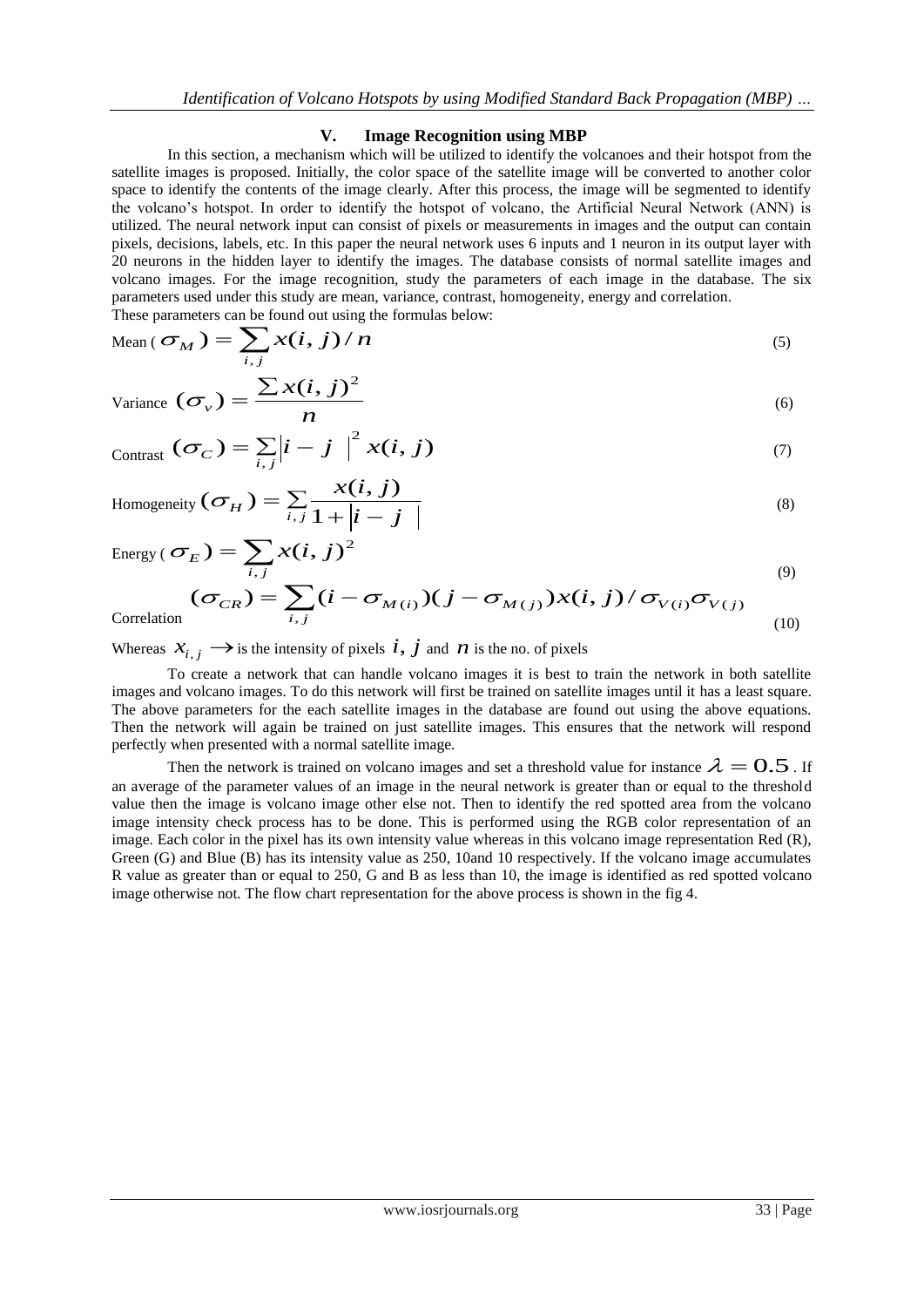## V. Image Recognition using MBP

In this section, a mechanism which will be utilized to identify the volcanoes and their hotspot from the satellite images is proposed. Initially, the color space of the satellite image will be converted to another color space to identify the contents of the image clearly. After this process, the image will be segmented to identify the volcano's hotspot. In order to identify the hotspot of volcano, the Artificial Neural Network (ANN) is utilized. The neural network input can consist of pixels or measurements in images and the output can contain pixels, decisions, labels, etc. In this paper the neural network uses 6 inputs and 1 neuron in its output layer with 20 neurons in the hidden layer to identify the images. The database consists of normal satellite images and volcano images. For the image recognition, study the parameters of each image in the database. The six parameters used under this study are mean, variance, contrast, homogeneity, energy and correlation.

These parameters can be found out using the formulas below:

$$\text{Mean } (\sigma_M) = \sum_{i,j} x(i,j)/n \tag{5}$$

$$\text{Variance } (\sigma_v) = \frac{\sum x(i,j)^2}{n} \tag{6}$$

$$\text{Contrast } (\sigma_C) = \sum_{i,j} |i - j|^2 \, x(i,j) \tag{7}$$

$$\text{Homogeneity } (\sigma_H) = \sum_{i,j} \frac{x(i,j)}{1 + |i - j|} \tag{8}$$

$$\text{Energy } (\sigma_E) = \sum_{i,j} x(i,j)^2 \tag{9}$$

$$\text{Correlation } (\sigma_{CR}) = \sum_{i,j} (i - \sigma_{M(i)})(j - \sigma_{M(j)}) x(i,j) / \sigma_{V(i)} \sigma_{V(j)} \tag{10}$$

Whereas $x_{i,j} \rightarrow$ is the intensity of pixels $i, j$ and $n$ is the no. of pixels

To create a network that can handle volcano images it is best to train the network in both satellite images and volcano images. To do this network will first be trained on satellite images until it has a least square. The above parameters for the each satellite images in the database are found out using the above equations. Then the network will again be trained on just satellite images. This ensures that the network will respond perfectly when presented with a normal satellite image.

Then the network is trained on volcano images and set a threshold value for instance $\lambda = 0.5$. If an average of the parameter values of an image in the neural network is greater than or equal to the threshold value then the image is volcano image other else not. Then to identify the red spotted area from the volcano image intensity check process has to be done. This is performed using the RGB color representation of an image. Each color in the pixel has its own intensity value whereas in this volcano image representation Red (R), Green (G) and Blue (B) has its intensity value as 250, 10and 10 respectively. If the volcano image accumulates R value as greater than or equal to 250, G and B as less than 10, the image is identified as red spotted volcano image otherwise not. The flow chart representation for the above process is shown in the fig 4.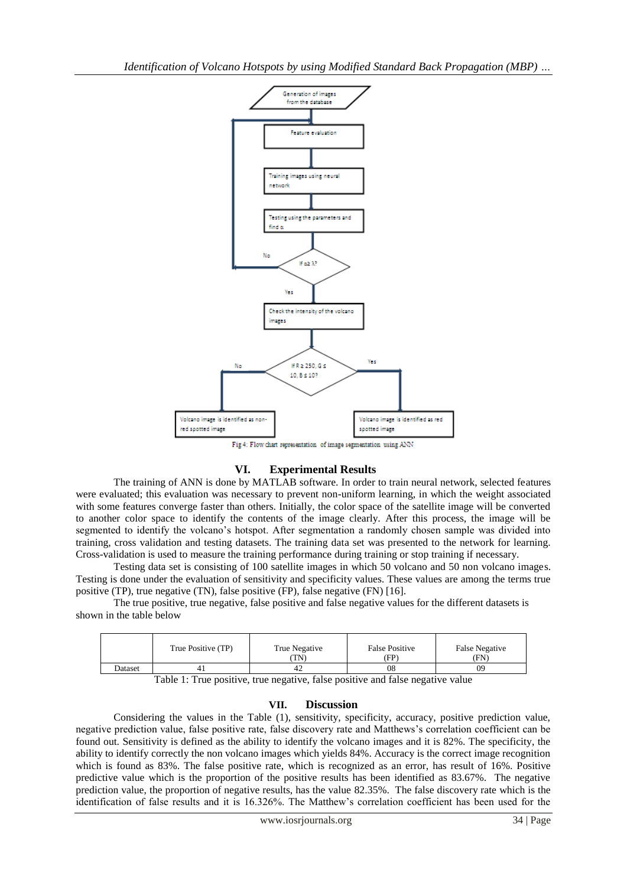Fig 4: Flow chart representation of image segmentation using ANN

## VI. Experimental Results

The training of ANN is done by MATLAB software. In order to train neural network, selected features were evaluated; this evaluation was necessary to prevent non-uniform learning, in which the weight associated with some features converge faster than others. Initially, the color space of the satellite image will be converted to another color space to identify the contents of the image clearly. After this process, the image will be segmented to identify the volcano's hotspot. After segmentation a randomly chosen sample was divided into training, cross validation and testing datasets. The training data set was presented to the network for learning. Cross-validation is used to measure the training performance during training or stop training if necessary.

Testing data set is consisting of 100 satellite images in which 50 volcano and 50 non volcano images. Testing is done under the evaluation of sensitivity and specificity values. These values are among the terms true positive (TP), true negative (TN), false positive (FP), false negative (FN) [16].

The true positive, true negative, false positive and false negative values for the different datasets is shown in the table below

| | True Positive (TP) | True Negative (TN) | False Positive (FP) | False Negative (FN) |
|---|---|---|---|---|
| Dataset | 41 | 42 | 08 | 09 |

Table 1: True positive, true negative, false positive and false negative value

## VII. Discussion

Considering the values in the Table (1), sensitivity, specificity, accuracy, positive prediction value, negative prediction value, false positive rate, false discovery rate and Matthews's correlation coefficient can be found out. Sensitivity is defined as the ability to identify the volcano images and it is 82%. The specificity, the ability to identify correctly the non volcano images which yields 84%. Accuracy is the correct image recognition which is found as 83%. The false positive rate, which is recognized as an error, has result of 16%. Positive predictive value which is the proportion of the positive results has been identified as 83.67%. The negative prediction value, the proportion of negative results, has the value 82.35%. The false discovery rate which is the identification of false results and it is 16.326%. The Matthew's correlation coefficient has been used for the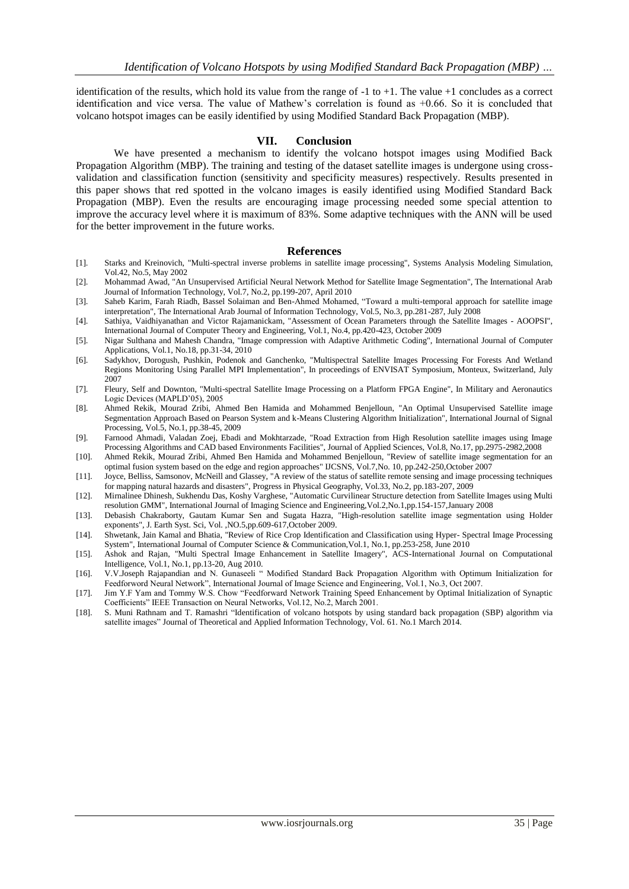identification of the results, which hold its value from the range of -1 to +1. The value +1 concludes as a correct identification and vice versa. The value of Mathew's correlation is found as +0.66. So it is concluded that volcano hotspot images can be easily identified by using Modified Standard Back Propagation (MBP).

## VII. Conclusion

We have presented a mechanism to identify the volcano hotspot images using Modified Back Propagation Algorithm (MBP). The training and testing of the dataset satellite images is undergone using cross-validation and classification function (sensitivity and specificity measures) respectively. Results presented in this paper shows that red spotted in the volcano images is easily identified using Modified Standard Back Propagation (MBP). Even the results are encouraging image processing needed some special attention to improve the accuracy level where it is maximum of 83%. Some adaptive techniques with the ANN will be used for the better improvement in the future works.

## References

[1]. Starks and Kreinovich, "Multi-spectral inverse problems in satellite image processing", Systems Analysis Modeling Simulation, Vol.42, No.5, May 2002

[2]. Mohammad Awad, "An Unsupervised Artificial Neural Network Method for Satellite Image Segmentation", The International Arab Journal of Information Technology, Vol.7, No.2, pp.199-207, April 2010

[3]. Saheb Karim, Farah Riadh, Bassel Solaiman and Ben-Ahmed Mohamed, "Toward a multi-temporal approach for satellite image interpretation", The International Arab Journal of Information Technology, Vol.5, No.3, pp.281-287, July 2008

[4]. Sathiya, Vaidhiyanathan and Victor Rajamanickam, "Assessment of Ocean Parameters through the Satellite Images - AOOPSI", International Journal of Computer Theory and Engineering, Vol.1, No.4, pp.420-423, October 2009

[5]. Nigar Sulthana and Mahesh Chandra, "Image compression with Adaptive Arithmetic Coding", International Journal of Computer Applications, Vol.1, No.18, pp.31-34, 2010

[6]. Sadykhov, Dorogush, Pushkin, Podenok and Ganchenko, "Multispectral Satellite Images Processing For Forests And Wetland Regions Monitoring Using Parallel MPI Implementation", In proceedings of ENVISAT Symposium, Monteux, Switzerland, July 2007

[7]. Fleury, Self and Downton, "Multi-spectral Satellite Image Processing on a Platform FPGA Engine", In Military and Aeronautics Logic Devices (MAPLD'05), 2005

[8]. Ahmed Rekik, Mourad Zribi, Ahmed Ben Hamida and Mohammed Benjelloun, "An Optimal Unsupervised Satellite image Segmentation Approach Based on Pearson System and k-Means Clustering Algorithm Initialization", International Journal of Signal Processing, Vol.5, No.1, pp.38-45, 2009

[9]. Farnood Ahmadi, Valadan Zoej, Ebadi and Mokhtarzade, "Road Extraction from High Resolution satellite images using Image Processing Algorithms and CAD based Environments Facilities", Journal of Applied Sciences, Vol.8, No.17, pp.2975-2982,2008

[10]. Ahmed Rekik, Mourad Zribi, Ahmed Ben Hamida and Mohammed Benjelloun, "Review of satellite image segmentation for an optimal fusion system based on the edge and region approaches" IJCSNS, Vol.7,No. 10, pp.242-250,October 2007

[11]. Joyce, Belliss, Samsonov, McNeill and Glassey, "A review of the status of satellite remote sensing and image processing techniques for mapping natural hazards and disasters", Progress in Physical Geography, Vol.33, No.2, pp.183-207, 2009

[12]. Mirnalinee Dhinesh, Sukhendu Das, Koshy Varghese, "Automatic Curvilinear Structure detection from Satellite Images using Multi resolution GMM", International Journal of Imaging Science and Engineering,Vol.2,No.1,pp.154-157,January 2008

[13]. Debasish Chakraborty, Gautam Kumar Sen and Sugata Hazra, "High-resolution satellite image segmentation using Holder exponents", J. Earth Syst. Sci, Vol. ,NO.5,pp.609-617,October 2009.

[14]. Shwetank, Jain Kamal and Bhatia, "Review of Rice Crop Identification and Classification using Hyper- Spectral Image Processing System", International Journal of Computer Science & Communication,Vol.1, No.1, pp.253-258, June 2010

[15]. Ashok and Rajan, "Multi Spectral Image Enhancement in Satellite Imagery", ACS-International Journal on Computational Intelligence, Vol.1, No.1, pp.13-20, Aug 2010.

[16]. V.V.Joseph Rajapandian and N. Gunaseeli " Modified Standard Back Propagation Algorithm with Optimum Initialization for Feedforword Neural Network", International Journal of Image Science and Engineering, Vol.1, No.3, Oct 2007.

[17]. Jim Y.F Yam and Tommy W.S. Chow "Feedforward Network Training Speed Enhancement by Optimal Initialization of Synaptic Coefficients" IEEE Transaction on Neural Networks, Vol.12, No.2, March 2001.

[18]. S. Muni Rathnam and T. Ramashri "Identification of volcano hotspots by using standard back propagation (SBP) algorithm via satellite images" Journal of Theoretical and Applied Information Technology, Vol. 61. No.1 March 2014.